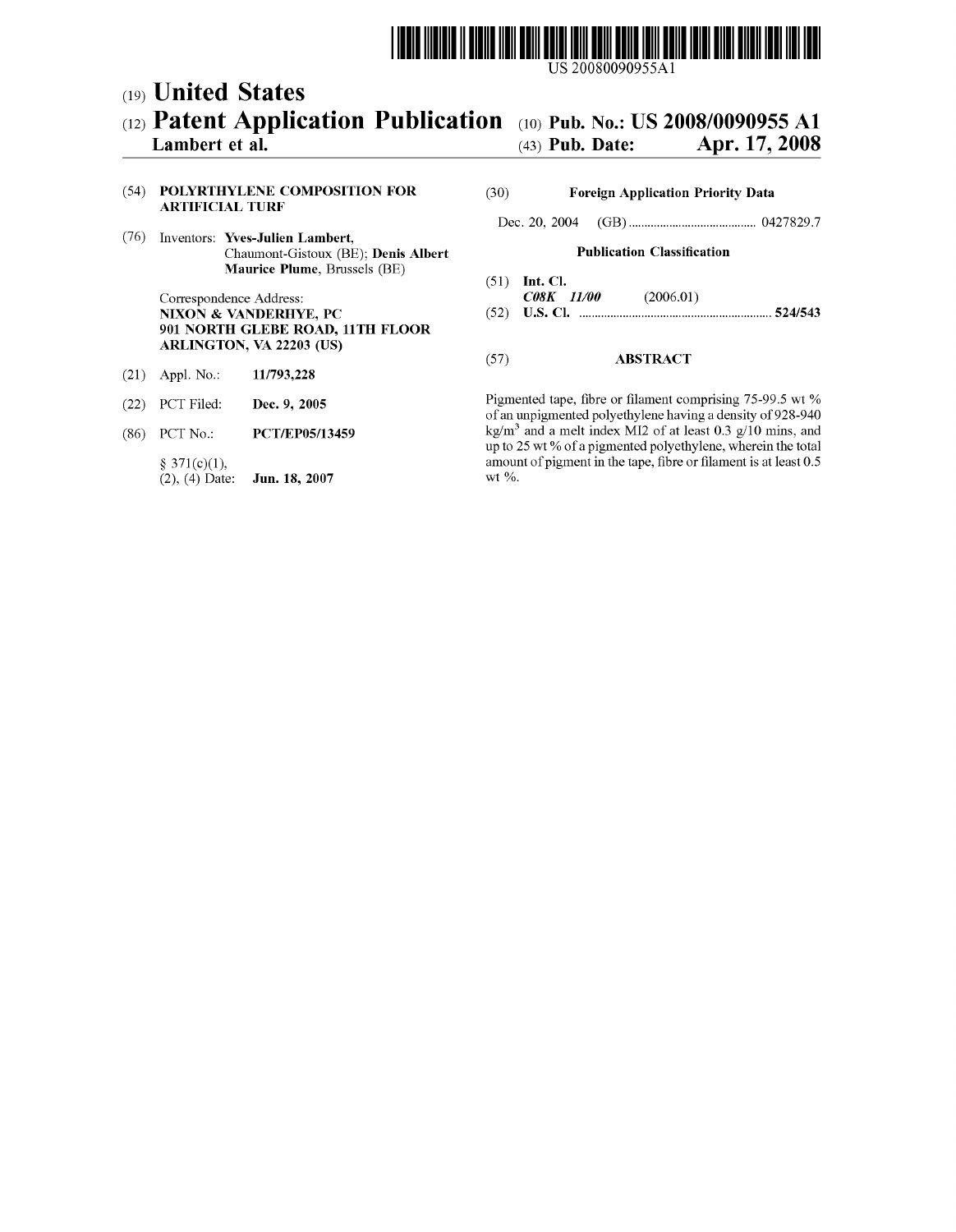US 20080090955A1

(19) **United States**

(12) **Patent Application Publication**

**Lambert et al.**

(10) **Pub. No.: US 2008/0090955 A1**

(43) **Pub. Date: Apr. 17, 2008**

(54) **POLYRTHYLENE COMPOSITION FOR ARTIFICIAL TURF**

(76) Inventors: **Yves-Julien Lambert**, Chaumont-Gistoux (BE); **Denis Albert Maurice Plume**, Brussels (BE)

Correspondence Address:
**NIXON & VANDERHYE, PC**
**901 NORTH GLEBE ROAD, 11TH FLOOR**
**ARLINGTON, VA 22203 (US)**

(21) Appl. No.: **11/793,228**

(22) PCT Filed: **Dec. 9, 2005**

(86) PCT No.: **PCT/EP05/13459**

§ 371(c)(1),
(2), (4) Date: **Jun. 18, 2007**

(30) **Foreign Application Priority Data**

Dec. 20, 2004 (GB) ........................................ 0427829.7

**Publication Classification**

(51) **Int. Cl.**
***C08K 11/00*** (2006.01)

(52) **U.S. Cl.** ............................................................ **524/543**

(57) **ABSTRACT**

Pigmented tape, fibre or filament comprising 75-99.5 wt % of an unpigmented polyethylene having a density of 928-940 kg/m$^3$ and a melt index MI2 of at least 0.3 g/10 mins, and up to 25 wt % of a pigmented polyethylene, wherein the total amount of pigment in the tape, fibre or filament is at least 0.5 wt %.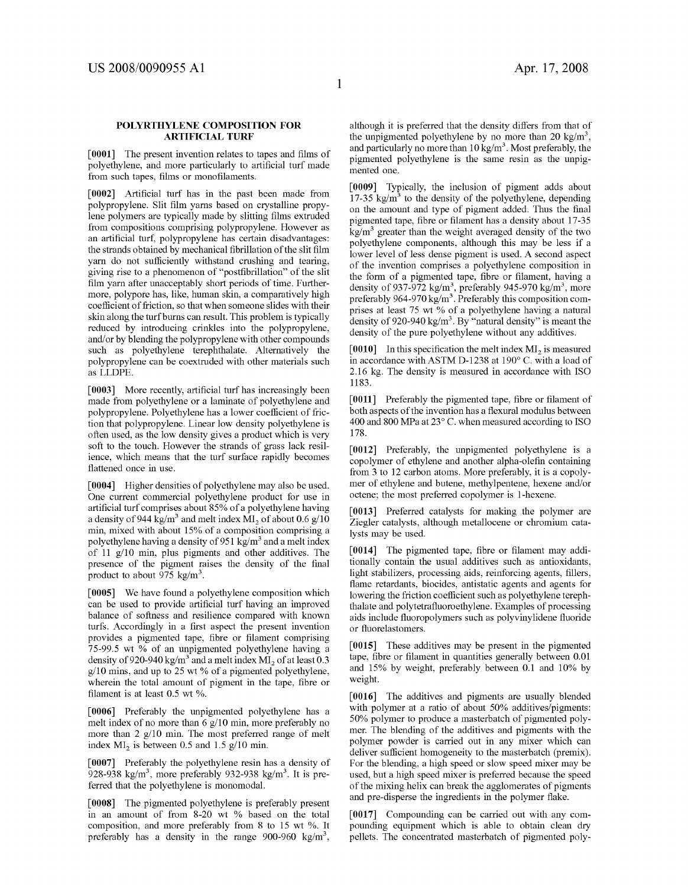## POLYRTHYLENE COMPOSITION FOR ARTIFICIAL TURF

[0001] The present invention relates to tapes and films of polyethylene, and more particularly to artificial turf made from such tapes, films or monofilaments.

[0002] Artificial turf has in the past been made from polypropylene. Slit film yarns based on crystalline propylene polymers are typically made by slitting films extruded from compositions comprising polypropylene. However as an artificial turf, polypropylene has certain disadvantages: the strands obtained by mechanical fibrillation of the slit film yarn do not sufficiently withstand crushing and tearing, giving rise to a phenomenon of "postfibrillation" of the slit film yarn after unacceptably short periods of time. Furthermore, polypore has, like, human skin, a comparatively high coefficient of friction, so that when someone slides with their skin along the turf burns can result. This problem is typically reduced by introducing crinkles into the polypropylene, and/or by blending the polypropylene with other compounds such as polyethylene terephthalate. Alternatively the polypropylene can be coextruded with other materials such as LLDPE.

[0003] More recently, artificial turf has increasingly been made from polyethylene or a laminate of polyethylene and polypropylene. Polyethylene has a lower coefficient of friction that polypropylene. Linear low density polyethylene is often used, as the low density gives a product which is very soft to the touch. However the strands of grass lack resilience, which means that the turf surface rapidly becomes flattened once in use.

[0004] Higher densities of polyethylene may also be used. One current commercial polyethylene product for use in artificial turf comprises about 85% of a polyethylene having a density of 944 kg/m$^3$ and melt index $MI_2$ of about 0.6 g/10 min, mixed with about 15% of a composition comprising a polyethylene having a density of 951 kg/m$^3$ and a melt index of 11 g/10 min, plus pigments and other additives. The presence of the pigment raises the density of the final product to about 975 kg/m$^3$.

[0005] We have found a polyethylene composition which can be used to provide artificial turf having an improved balance of softness and resilience compared with known turfs. Accordingly in a first aspect the present invention provides a pigmented tape, fibre or filament comprising 75-99.5 wt % of an unpigmented polyethylene having a density of 920-940 kg/m$^3$ and a melt index $MI_2$ of at least 0.3 g/10 mins, and up to 25 wt % of a pigmented polyethylene, wherein the total amount of pigment in the tape, fibre or filament is at least 0.5 wt %.

[0006] Preferably the unpigmented polyethylene has a melt index of no more than 6 g/10 min, more preferably no more than 2 g/10 min. The most preferred range of melt index $MI_2$ is between 0.5 and 1.5 g/10 min.

[0007] Preferably the polyethylene resin has a density of 928-938 kg/m$^3$, more preferably 932-938 kg/m$^3$. It is preferred that the polyethylene is monomodal.

[0008] The pigmented polyethylene is preferably present in an amount of from 8-20 wt % based on the total composition, and more preferably from 8 to 15 wt %. It preferably has a density in the range 900-960 kg/m$^3$, although it is preferred that the density differs from that of the unpigmented polyethylene by no more than 20 kg/m$^3$, and particularly no more than 10 kg/m$^3$. Most preferably, the pigmented polyethylene is the same resin as the unpigmented one.

[0009] Typically, the inclusion of pigment adds about 17-35 kg/m$^3$ to the density of the polyethylene, depending on the amount and type of pigment added. Thus the final pigmented tape, fibre or filament has a density about 17-35 kg/m$^3$ greater than the weight averaged density of the two polyethylene components, although this may be less if a lower level of less dense pigment is used. A second aspect of the invention comprises a polyethylene composition in the form of a pigmented tape, fibre or filament, having a density of 937-972 kg/m$^3$, preferably 945-970 kg/m$^3$, more preferably 964-970 kg/m$^3$. Preferably this composition comprises at least 75 wt % of a polyethylene having a natural density of 920-940 kg/m$^3$. By "natural density" is meant the density of the pure polyethylene without any additives.

[0010] In this specification the melt index $MI_2$ is measured in accordance with ASTM D-1238 at 190° C. with a load of 2.16 kg. The density is measured in accordance with ISO 1183.

[0011] Preferably the pigmented tape, fibre or filament of both aspects of the invention has a flexural modulus between 400 and 800 MPa at 23° C. when measured according to ISO 178.

[0012] Preferably, the unpigmented polyethylene is a copolymer of ethylene and another alpha-olefin containing from 3 to 12 carbon atoms. More preferably, it is a copolymer of ethylene and butene, methylpentene, hexene and/or octene; the most preferred copolymer is 1-hexene.

[0013] Preferred catalysts for making the polymer are Ziegler catalysts, although metallocene or chromium catalysts may be used.

[0014] The pigmented tape, fibre or filament may additionally contain the usual additives such as antioxidants, light stabilizers, processing aids, reinforcing agents, fillers, flame retardants, biocides, antistatic agents and agents for lowering the friction coefficient such as polyethylene terephthalate and polytetrafluoroethylene. Examples of processing aids include fluoropolymers such as polyvinylidene fluoride or fluorelastomers.

[0015] These additives may be present in the pigmented tape, fibre or filament in quantities generally between 0.01 and 15% by weight, preferably between 0.1 and 10% by weight.

[0016] The additives and pigments are usually blended with polymer at a ratio of about 50% additives/pigments: 50% polymer to produce a masterbatch of pigmented polymer. The blending of the additives and pigments with the polymer powder is carried out in any mixer which can deliver sufficient homogeneity to the masterbatch (premix). For the blending, a high speed or slow speed mixer may be used, but a high speed mixer is preferred because the speed of the mixing helix can break the agglomerates of pigments and pre-disperse the ingredients in the polymer flake.

[0017] Compounding can be carried out with any compounding equipment which is able to obtain clean dry pellets. The concentrated masterbatch of pigmented poly-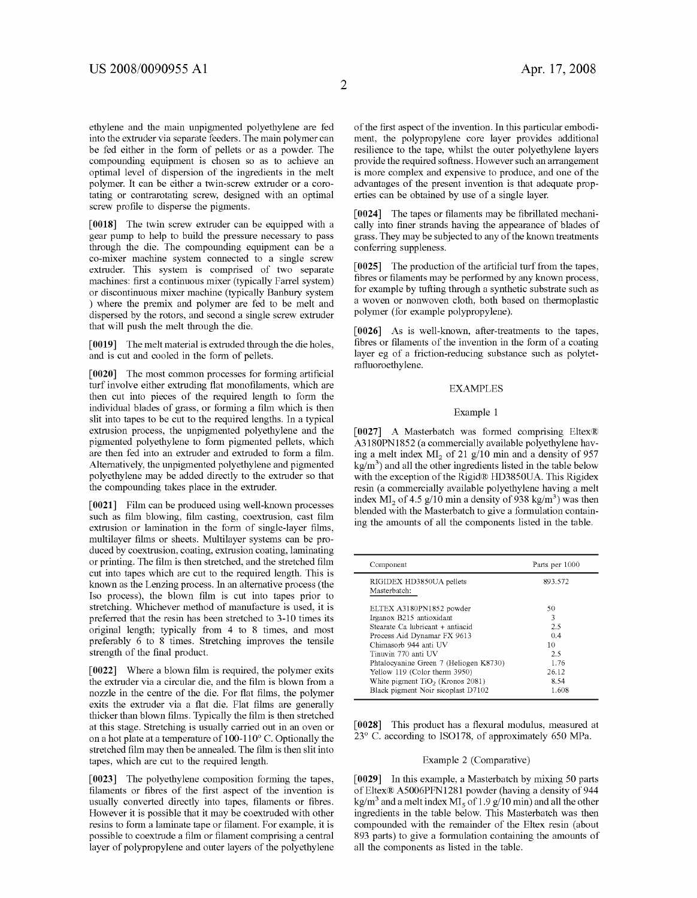ethylene and the main unpigmented polyethylene are fed into the extruder via separate feeders. The main polymer can be fed either in the form of pellets or as a powder. The compounding equipment is chosen so as to achieve an optimal level of dispersion of the ingredients in the melt polymer. It can be either a twin-screw extruder or a corotating or contrarotating screw, designed with an optimal screw profile to disperse the pigments.

**[0018]** The twin screw extruder can be equipped with a gear pump to help to build the pressure necessary to pass through the die. The compounding equipment can be a co-mixer machine system connected to a single screw extruder. This system is comprised of two separate machines: first a continuous mixer (typically Farrel system) or discontinuous mixer machine (typically Banbury system ) where the premix and polymer are fed to be melt and dispersed by the rotors, and second a single screw extruder that will push the melt through the die.

**[0019]** The melt material is extruded through the die holes, and is cut and cooled in the form of pellets.

**[0020]** The most common processes for forming artificial turf involve either extruding flat monofilaments, which are then cut into pieces of the required length to form the individual blades of grass, or forming a film which is then slit into tapes to be cut to the required lengths. In a typical extrusion process, the unpigmented polyethylene and the pigmented polyethylene to form pigmented pellets, which are then fed into an extruder and extruded to form a film. Alternatively, the unpigmented polyethylene and pigmented polyethylene may be added directly to the extruder so that the compounding takes place in the extruder.

**[0021]** Film can be produced using well-known processes such as film blowing, film casting, coextrusion, cast film extrusion or lamination in the form of single-layer films, multilayer films or sheets. Multilayer systems can be produced by coextrusion, coating, extrusion coating, laminating or printing. The film is then stretched, and the stretched film cut into tapes which are cut to the required length. This is known as the Lenzing process. In an alternative process (the Iso process), the blown film is cut into tapes prior to stretching. Whichever method of manufacture is used, it is preferred that the resin has been stretched to 3-10 times its original length; typically from 4 to 8 times, and most preferably 6 to 8 times. Stretching improves the tensile strength of the final product.

**[0022]** Where a blown film is required, the polymer exits the extruder via a circular die, and the film is blown from a nozzle in the centre of the die. For flat films, the polymer exits the extruder via a flat die. Flat films are generally thicker than blown films. Typically the film is then stretched at this stage. Stretching is usually carried out in an oven or on a hot plate at a temperature of 100-110° C. Optionally the stretched film may then be annealed. The film is then slit into tapes, which are cut to the required length.

**[0023]** The polyethylene composition forming the tapes, filaments or fibres of the first aspect of the invention is usually converted directly into tapes, filaments or fibres. However it is possible that it may be coextruded with other resins to form a laminate tape or filament. For example, it is possible to coextrude a film or filament comprising a central layer of polypropylene and outer layers of the polyethylene of the first aspect of the invention. In this particular embodiment, the polypropylene core layer provides additional resilience to the tape, whilst the outer polyethylene layers provide the required softness. However such an arrangement is more complex and expensive to produce, and one of the advantages of the present invention is that adequate properties can be obtained by use of a single layer.

**[0024]** The tapes or filaments may be fibrillated mechanically into finer strands having the appearance of blades of grass. They may be subjected to any of the known treatments conferring suppleness.

**[0025]** The production of the artificial turf from the tapes, fibres or filaments may be performed by any known process, for example by tufting through a synthetic substrate such as a woven or nonwoven cloth, both based on thermoplastic polymer (for example polypropylene).

**[0026]** As is well-known, after-treatments to the tapes, fibres or filaments of the invention in the form of a coating layer eg of a friction-reducing substance such as polytetrafluoroethylene.

## EXAMPLES

### Example 1

**[0027]** A Masterbatch was formed comprising Eltex® A3180PN1852 (a commercially available polyethylene having a melt index $MI_2$ of 21 g/10 min and a density of 957 $kg/m^3$) and all the other ingredients listed in the table below with the exception of the Rigid® HD3850UA. This Rigidex resin (a commercially available polyethylene having a melt index $MI_2$ of 4.5 g/10 min a density of 938 $kg/m^3$) was then blended with the Masterbatch to give a formulation containing the amounts of all the components listed in the table.

| Component | Parts per 1000 |
|---|---|
| RIGIDEX HD3850UA pellets | 893.572 |
| Masterbatch: | |
| ELTEX A3180PN1852 powder | 50 |
| Irganox B215 antioxidant | 3 |
| Stearate Ca lubricant + antiacid | 2.5 |
| Process Aid Dynamar FX 9613 | 0.4 |
| Chimasorb 944 anti UV | 10 |
| Tinuvin 770 anti UV | 2.5 |
| Phtalocyanine Green 7 (Heliogen K8730) | 1.76 |
| Yellow 119 (Color therm 3950) | 26.12 |
| White pigment $TiO_2$ (Kronos 2081) | 8.54 |
| Black pigment Noir sicoplast D7102 | 1.608 |

**[0028]** This product has a flexural modulus, measured at 23° C. according to ISO178, of approximately 650 MPa.

### Example 2 (Comparative)

**[0029]** In this example, a Masterbatch by mixing 50 parts of Eltex® A5006PFN1281 powder (having a density of 944 $kg/m^3$ and a melt index $MI_5$ of 1.9 g/10 min) and all the other ingredients in the table below. This Masterbatch was then compounded with the remainder of the Eltex resin (about 893 parts) to give a formulation containing the amounts of all the components as listed in the table.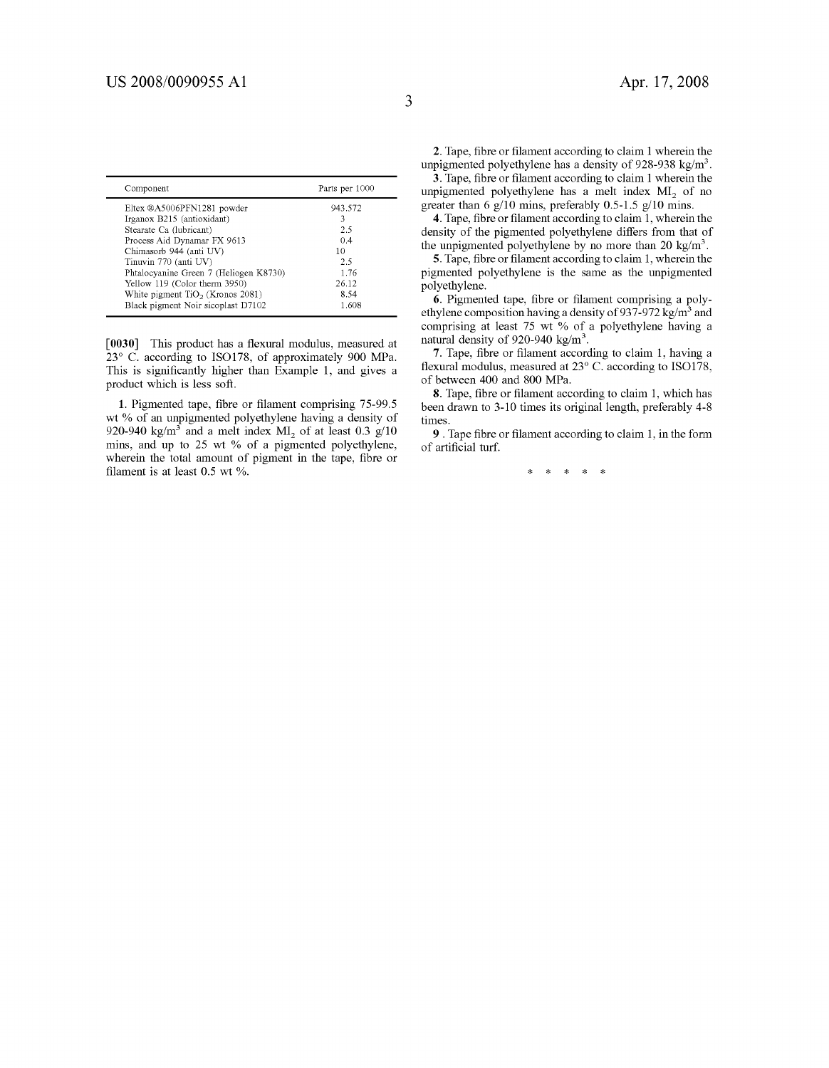| Component | Parts per 1000 |
| --- | --- |
| Eltex ®A5006PFN1281 powder | 943.572 |
| Irganox B215 (antioxidant) | 3 |
| Stearate Ca (lubricant) | 2.5 |
| Process Aid Dynamar FX 9613 | 0.4 |
| Chimasorb 944 (anti UV) | 10 |
| Tinuvin 770 (anti UV) | 2.5 |
| Phtalocyanine Green 7 (Heliogen K8730) | 1.76 |
| Yellow 119 (Color therm 3950) | 26.12 |
| White pigment $TiO_2$ (Kronos 2081) | 8.54 |
| Black pigment Noir sicoplast D7102 | 1.608 |

**[0030]** This product has a flexural modulus, measured at 23° C. according to ISO178, of approximately 900 MPa. This is significantly higher than Example 1, and gives a product which is less soft.

1. Pigmented tape, fibre or filament comprising 75-99.5 wt % of an unpigmented polyethylene having a density of 920-940 kg/m$^3$ and a melt index $MI_2$ of at least 0.3 g/10 mins, and up to 25 wt % of a pigmented polyethylene, wherein the total amount of pigment in the tape, fibre or filament is at least 0.5 wt %.

2. Tape, fibre or filament according to claim 1 wherein the unpigmented polyethylene has a density of 928-938 kg/m$^3$.

3. Tape, fibre or filament according to claim 1 wherein the unpigmented polyethylene has a melt index $MI_2$ of no greater than 6 g/10 mins, preferably 0.5-1.5 g/10 mins.

4. Tape, fibre or filament according to claim 1, wherein the density of the pigmented polyethylene differs from that of the unpigmented polyethylene by no more than 20 kg/m$^3$.

5. Tape, fibre or filament according to claim 1, wherein the pigmented polyethylene is the same as the unpigmented polyethylene.

6. Pigmented tape, fibre or filament comprising a polyethylene composition having a density of 937-972 kg/m$^3$ and comprising at least 75 wt % of a polyethylene having a natural density of 920-940 kg/m$^3$.

7. Tape, fibre or filament according to claim 1, having a flexural modulus, measured at 23° C. according to ISO178, of between 400 and 800 MPa.

8. Tape, fibre or filament according to claim 1, which has been drawn to 3-10 times its original length, preferably 4-8 times.

9. Tape fibre or filament according to claim 1, in the form of artificial turf.

* * * * *